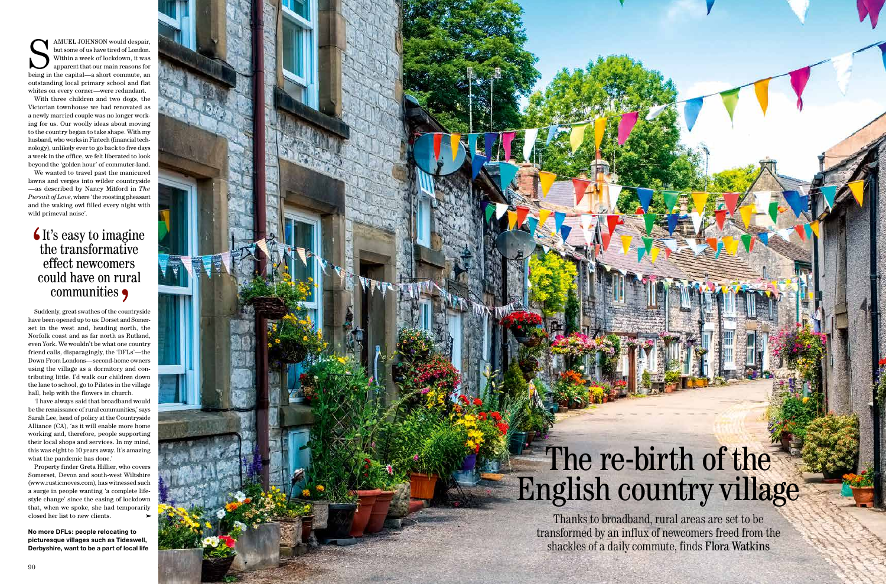# The re-birth of the English country village

Thanks to broadband, rural areas are set to be transformed by an influx of newcomers freed from the shackles of a daily commute, finds Flora Watkins

SAMUEL JOHNSON would despair, but some of us have tired of London. Within a week of lockdown, it was apparent that our main reasons for being in the capital—a short commute, an outstanding local primary school and flat whites on every corner—were redundant.

With three children and two dogs, the Victorian townhouse we had renovated as a newly married couple was no longer working for us. Our woolly ideas about moving to the country began to take shape. With my husband, who works in Fintech (financial technology), unlikely ever to go back to five days a week in the office, we felt liberated to look beyond the 'golden hour' of commuter-land.

We wanted to travel past the manicured lawns and verges into wilder countryside—as described by Nancy Mitford in *The Pursuit of Love*, where 'the roosting pheasant and the waking owl filled every night with wild primeval noise'.

> 'It's easy to imagine the transformative effect newcomers could have on rural communities'

Suddenly, great swathes of the countryside have been opened up to us: Dorset and Somerset in the west and, heading north, the Norfolk coast and as far north as Rutland, even York. We wouldn't be what one country friend calls, disparagingly, the 'DFLs'—the Down From Londons—second-home owners using the village as a dormitory and contributing little. I'd walk our children down the lane to school, go to Pilates in the village hall, help with the flowers in church.

'I have always said that broadband would be the renaissance of rural communities,' says Sarah Lee, head of policy at the Countryside Alliance (CA), 'as it will enable more home working and, therefore, people supporting their local shops and services. In my mind, this was eight to 10 years away. It's amazing what the pandemic has done.'

Property finder Greta Hillier, who covers Somerset, Devon and south-west Wiltshire (www.rusticmoves.com), has witnessed such a surge in people wanting 'a complete lifestyle change' since the easing of lockdown that, when we spoke, she had temporarily closed her list to new clients.

**No more DFLs: people relocating to picturesque villages such as Tideswell, Derbyshire, want to be a part of local life**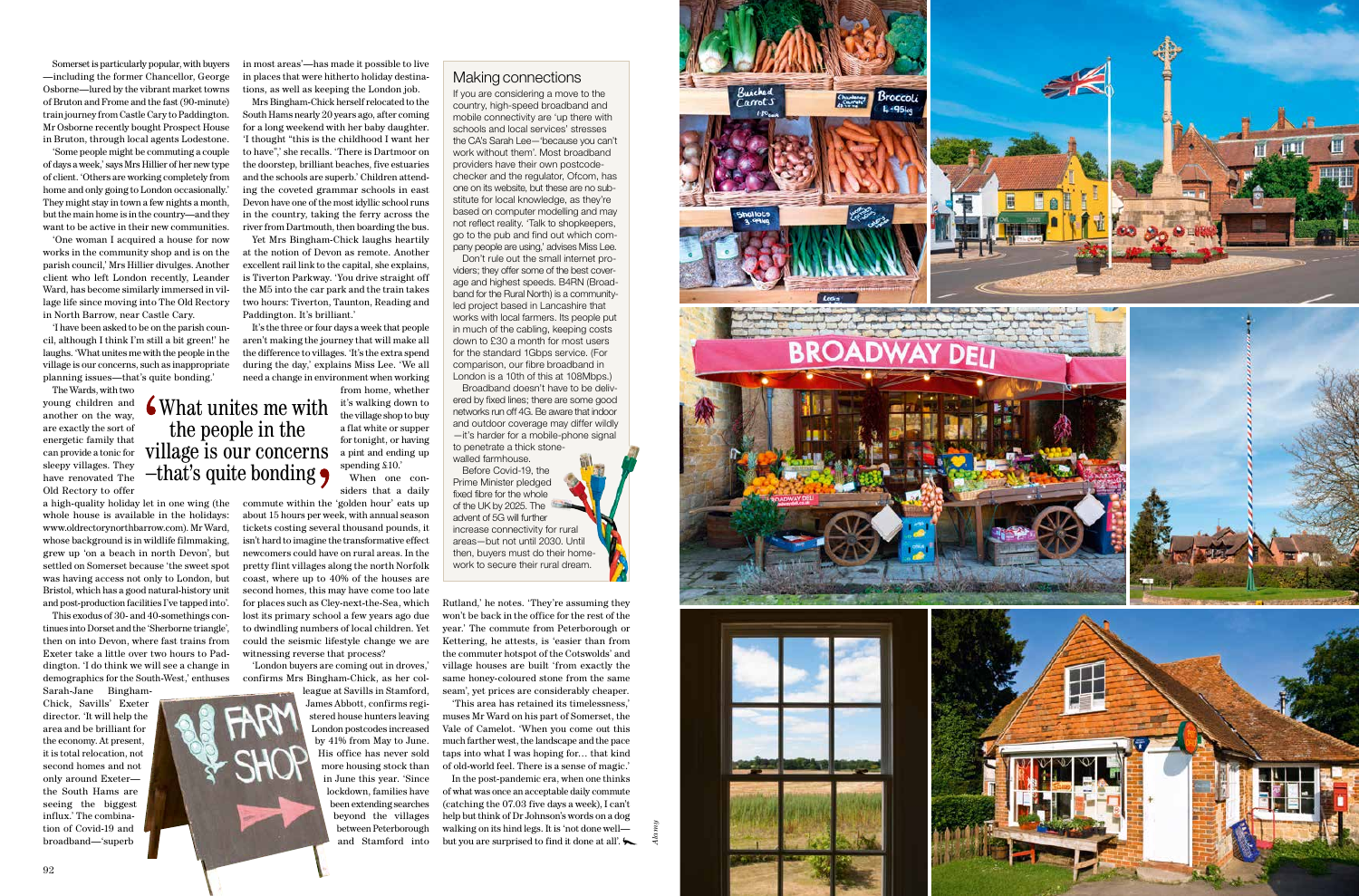Somerset is particularly popular, with buyers—including the former Chancellor, George Osborne—lured by the vibrant market towns of Bruton and Frome and the fast (90-minute) train journey from Castle Cary to Paddington. Mr Osborne recently bought Prospect House in Bruton, through local agents Lodestone.

'Some people might be commuting a couple of days a week,' says Mrs Hillier of her new type of client. 'Others are working completely from home and only going to London occasionally.' They might stay in town a few nights a month, but the main home is in the country—and they want to be active in their new communities.

'One woman I acquired a house for now works in the community shop and is on the parish council,' Mrs Hillier divulges. Another client who left London recently, Leander Ward, has become similarly immersed in village life since moving into The Old Rectory in North Barrow, near Castle Cary.

'I have been asked to be on the parish council, although I think I'm still a bit green!' he laughs. 'What unites me with the people in the village is our concerns, such as inappropriate planning issues—that's quite bonding.'

The Wards, with two young children and another on the way, are exactly the sort of energetic family that can provide a tonic for sleepy villages. They have renovated The Old Rectory to offer a high-quality holiday let in one wing (the whole house is available in the holidays: www.oldrectorynorthbarrow.com). Mr Ward, whose background is in wildlife filmmaking, grew up 'on a beach in north Devon', but settled on Somerset because 'the sweet spot was having access not only to London, but Bristol, which has a good natural-history unit and post-production facilities I've tapped into'.

> 'What unites me with the people in the village is our concerns —that's quite bonding'

This exodus of 30- and 40-somethings continues into Dorset and the 'Sherborne triangle', then on into Devon, where fast trains from Exeter take a little over two hours to Paddington. 'I do think we will see a change in demographics for the South-West,' enthuses Sarah-Jane Bingham-Chick, Savills' Exeter director. 'It will help the area and be brilliant for the economy. At present, it is total relocation, not second homes and not only around Exeter—the South Hams are seeing the biggest influx.' The combination of Covid-19 and broadband—'superb in most areas'—has made it possible to live in places that were hitherto holiday destinations, as well as keeping the London job.

Mrs Bingham-Chick herself relocated to the South Hams nearly 20 years ago, after coming for a long weekend with her baby daughter. 'I thought "this is the childhood I want her to have",' she recalls. 'There is Dartmoor on the doorstep, brilliant beaches, five estuaries and the schools are superb.' Children attending the coveted grammar schools in east Devon have one of the most idyllic school runs in the country, taking the ferry across the river from Dartmouth, then boarding the bus.

Yet Mrs Bingham-Chick laughs heartily at the notion of Devon as remote. Another excellent rail link to the capital, she explains, is Tiverton Parkway. 'You drive straight off the M5 into the car park and the train takes two hours: Tiverton, Taunton, Reading and Paddington. It's brilliant.'

It's the three or four days a week that people aren't making the journey that will make all the difference to villages. 'It's the extra spend during the day,' explains Miss Lee. 'We all need a change in environment when working from home, whether it's walking down to the village shop to buy a flat white or supper for tonight, or having a pint and ending up spending £10.'

When one considers that a daily commute within the 'golden hour' eats up about 15 hours per week, with annual season tickets costing several thousand pounds, it isn't hard to imagine the transformative effect newcomers could have on rural areas. In the pretty flint villages along the north Norfolk coast, where up to 40% of the houses are second homes, this may have come too late for places such as Cley-next-the-Sea, which lost its primary school a few years ago due to dwindling numbers of local children. Yet could the seismic lifestyle change we are witnessing reverse that process?

'London buyers are coming out in droves,' confirms Mrs Bingham-Chick, as her colleague at Savills in Stamford, James Abbott, confirms registered house hunters leaving London postcodes increased by 41% from May to June. His office has never sold more housing stock than in June this year. 'Since lockdown, families have been extending searches beyond the villages between Peterborough and Stamford into Rutland,' he notes. 'They're assuming they won't be back in the office for the rest of the year.' The commute from Peterborough or Kettering, he attests, is 'easier than from the commuter hotspot of the Cotswolds' and village houses are built 'from exactly the same honey-coloured stone from the same seam', yet prices are considerably cheaper.

'This area has retained its timelessness,' muses Mr Ward on his part of Somerset, the Vale of Camelot. 'When you come out this much farther west, the landscape and the pace taps into what I was hoping for… that kind of old-world feel. There is a sense of magic.'

In the post-pandemic era, when one thinks of what was once an acceptable daily commute (catching the 07.03 five days a week), I can't help but think of Dr Johnson's words on a dog walking on its hind legs. It is 'not done well—but you are surprised to find it done at all'.

## Making connections

If you are considering a move to the country, high-speed broadband and mobile connectivity are 'up there with schools and local services' stresses the CA's Sarah Lee—'because you can't work without them'. Most broadband providers have their own postcode-checker and the regulator, Ofcom, has one on its website, but these are no substitute for local knowledge, as they're based on computer modelling and may not reflect reality. 'Talk to shopkeepers, go to the pub and find out which company people are using,' advises Miss Lee.

Don't rule out the small internet providers; they offer some of the best coverage and highest speeds. B4RN (Broadband for the Rural North) is a community-led project based in Lancashire that works with local farmers. Its people put in much of the cabling, keeping costs down to £30 a month for most users for the standard 1Gbps service. (For comparison, our fibre broadband in London is a 10th of this at 108Mbps.)

Broadband doesn't have to be delivered by fixed lines; there are some good networks run off 4G. Be aware that indoor and outdoor coverage may differ wildly—it's harder for a mobile-phone signal to penetrate a thick stone-walled farmhouse.

Before Covid-19, the Prime Minister pledged fixed fibre for the whole of the UK by 2025. The advent of 5G will further increase connectivity for rural areas—but not until 2030. Until then, buyers must do their homework to secure their rural dream.

Alamy